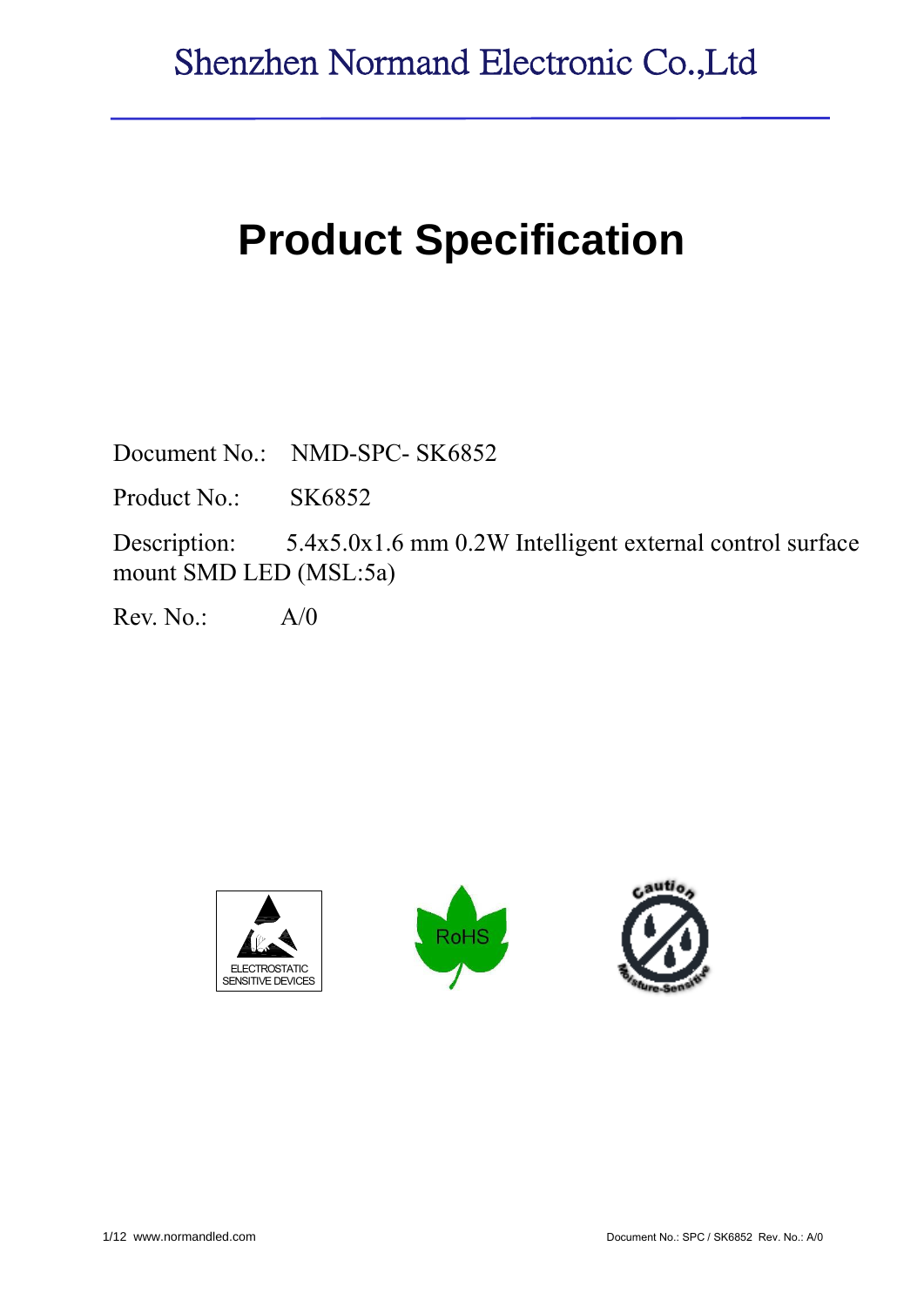Shenzhen Normand Electronic Co.,Ltd

# Product Specification

Document No.: NMD-SPC- SK6852

Product No.: SK6852

Description: 5.4x5.0x1.6 mm 0.2W Intelligent external control surface mount SMD LED (MSL:5a)

Rev. No.: A/0

ELECTROSTATIC SENSITIVE DEVICES

RoHS

Caution Moisture-Sensitive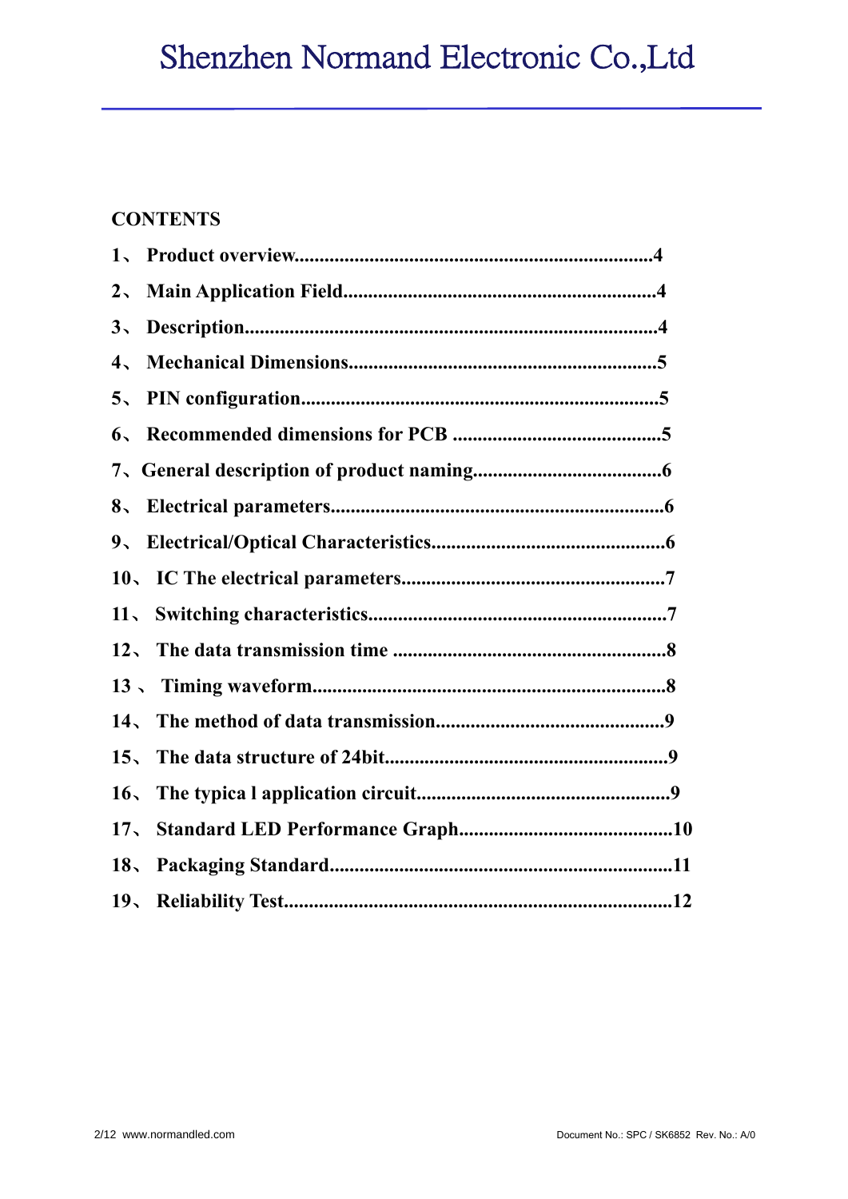## CONTENTS

1、 Product overview......................................................................4

2、 Main Application Field.............................................................4

3、 Description.................................................................................4

4、 Mechanical Dimensions.............................................................5

5、 PIN configuration.......................................................................5

6、 Recommended dimensions for PCB ..........................................5

7、General description of product naming.....................................6

8、 Electrical parameters..................................................................6

9、 Electrical/Optical Characteristics...............................................6

10、 IC The electrical parameters....................................................7

11、 Switching characteristics...........................................................7

12、 The data transmission time ......................................................8

13 、 Timing waveform......................................................................8

14、 The method of data transmission.............................................9

15、 The data structure of 24bit........................................................9

16、 The typica l application circuit..................................................9

17、 Standard LED Performance Graph..........................................10

18、 Packaging Standard....................................................................11

19、 Reliability Test............................................................................12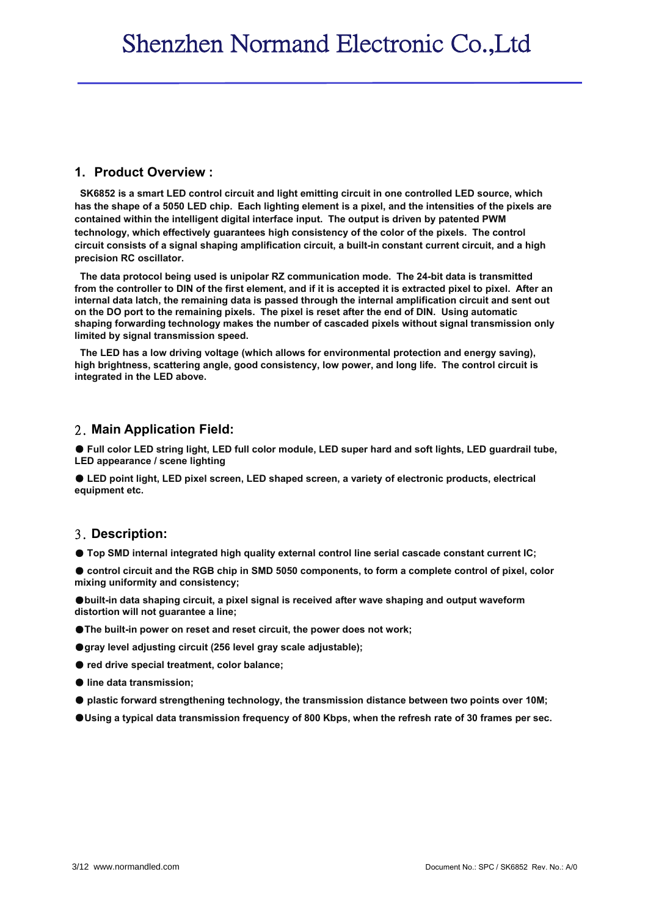## 1. Product Overview :

**SK6852 is a smart LED control circuit and light emitting circuit in one controlled LED source, which has the shape of a 5050 LED chip. Each lighting element is a pixel, and the intensities of the pixels are contained within the intelligent digital interface input. The output is driven by patented PWM technology, which effectively guarantees high consistency of the color of the pixels. The control circuit consists of a signal shaping amplification circuit, a built-in constant current circuit, and a high precision RC oscillator.**

**The data protocol being used is unipolar RZ communication mode. The 24-bit data is transmitted from the controller to DIN of the first element, and if it is accepted it is extracted pixel to pixel. After an internal data latch, the remaining data is passed through the internal amplification circuit and sent out on the DO port to the remaining pixels. The pixel is reset after the end of DIN. Using automatic shaping forwarding technology makes the number of cascaded pixels without signal transmission only limited by signal transmission speed.**

**The LED has a low driving voltage (which allows for environmental protection and energy saving), high brightness, scattering angle, good consistency, low power, and long life. The control circuit is integrated in the LED above.**

## 2. Main Application Field:

- **Full color LED string light, LED full color module, LED super hard and soft lights, LED guardrail tube, LED appearance / scene lighting**
- **LED point light, LED pixel screen, LED shaped screen, a variety of electronic products, electrical equipment etc.**

## 3. Description:

- **Top SMD internal integrated high quality external control line serial cascade constant current IC;**
- **control circuit and the RGB chip in SMD 5050 components, to form a complete control of pixel, color mixing uniformity and consistency;**
- **built-in data shaping circuit, a pixel signal is received after wave shaping and output waveform distortion will not guarantee a line;**
- **The built-in power on reset and reset circuit, the power does not work;**
- **gray level adjusting circuit (256 level gray scale adjustable);**
- **red drive special treatment, color balance;**
- **line data transmission;**
- **plastic forward strengthening technology, the transmission distance between two points over 10M;**
- **Using a typical data transmission frequency of 800 Kbps, when the refresh rate of 30 frames per sec.**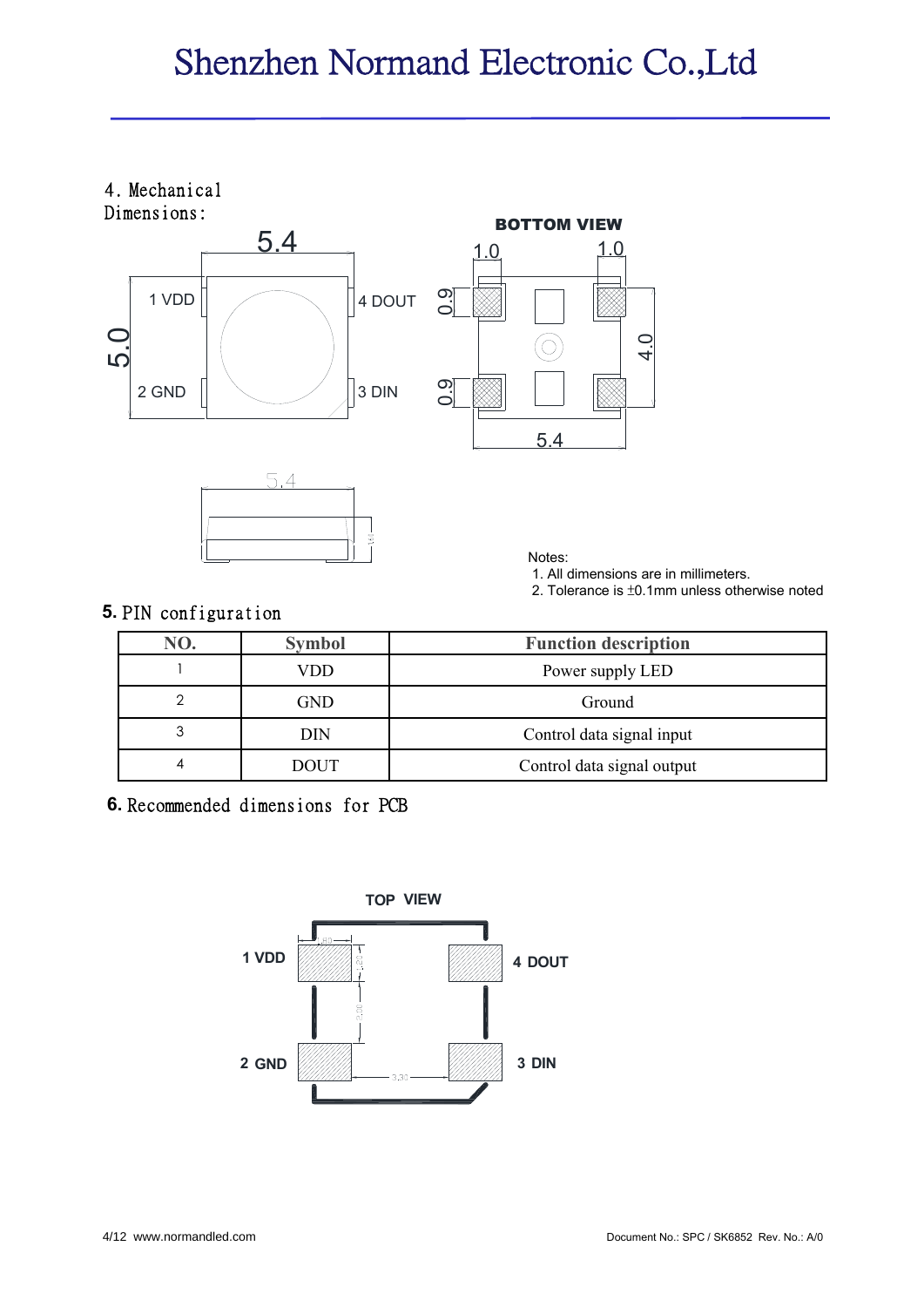## 4. Mechanical Dimensions:

Notes:

1. All dimensions are in millimeters.
2. Tolerance is ±0.1mm unless otherwise noted

## 5. PIN configuration

| NO. | Symbol | Function description |
|---|---|---|
| 1 | VDD | Power supply LED |
| 2 | GND | Ground |
| 3 | DIN | Control data signal input |
| 4 | DOUT | Control data signal output |

## 6. Recommended dimensions for PCB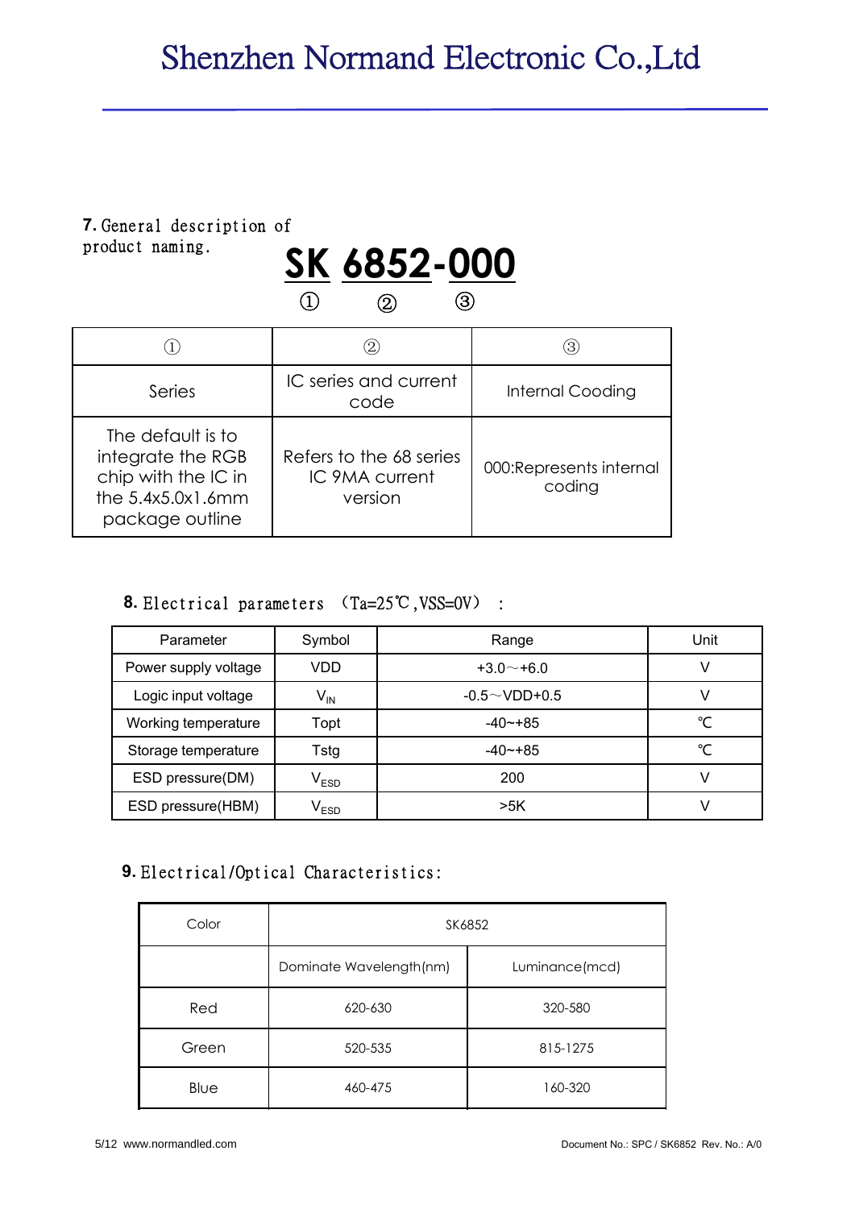## 7. General description of product naming.

**SK 6852-000**

① ② ③

| ① | ② | ③ |
|---|---|---|
| Series | IC series and current code | Internal Cooding |
| The default is to integrate the RGB chip with the IC in the 5.4x5.0x1.6mm package outline | Refers to the 68 series IC 9MA current version | 000:Represents internal coding |

## 8. Electrical parameters （Ta=25℃,VSS=0V）：

| Parameter | Symbol | Range | Unit |
|---|---|---|---|
| Power supply voltage | VDD | +3.0～+6.0 | V |
| Logic input voltage | $V_{IN}$ | -0.5～VDD+0.5 | V |
| Working temperature | Topt | -40~+85 | ℃ |
| Storage temperature | Tstg | -40~+85 | ℃ |
| ESD pressure(DM) | $V_{ESD}$ | 200 | V |
| ESD pressure(HBM) | $V_{ESD}$ | >5K | V |

## 9. Electrical/Optical Characteristics:

| Color | SK6852 | |
|---|---|---|
| | Dominate Wavelength(nm) | Luminance(mcd) |
| Red | 620-630 | 320-580 |
| Green | 520-535 | 815-1275 |
| Blue | 460-475 | 160-320 |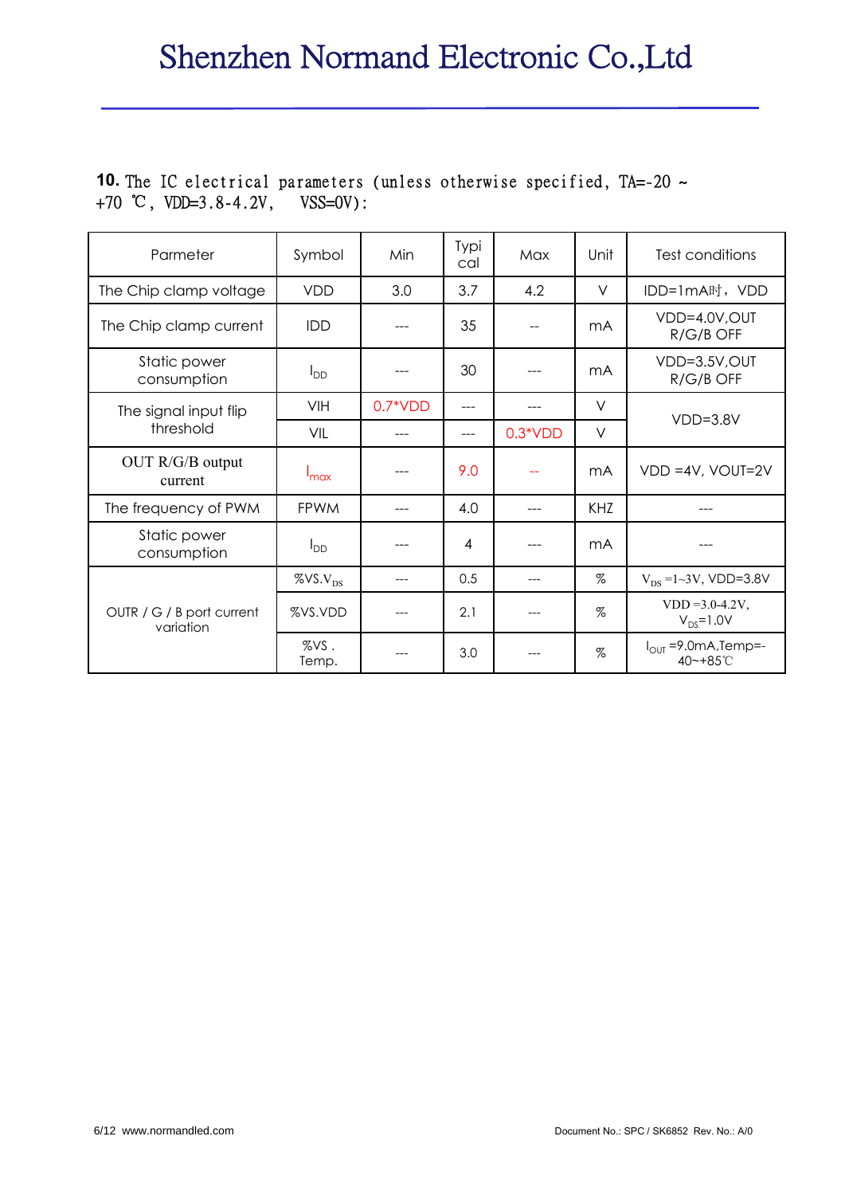**10.** The IC electrical parameters (unless otherwise specified, TA=-20 ~ +70 ℃, VDD=3.8-4.2V, VSS=0V):

| Parmeter | Symbol | Min | Typical | Max | Unit | Test conditions |
|---|---|---|---|---|---|---|
| The Chip clamp voltage | VDD | 3.0 | 3.7 | 4.2 | V | IDD=1mA时，VDD |
| The Chip clamp current | IDD | --- | 35 | -- | mA | VDD=4.0V,OUT R/G/B OFF |
| Static power consumption | $I_{DD}$ | --- | 30 | --- | mA | VDD=3.5V,OUT R/G/B OFF |
| The signal input flip threshold | VIH | 0.7*VDD | --- | --- | V | VDD=3.8V |
| | VIL | --- | --- | 0.3*VDD | V | |
| OUT R/G/B output current | $I_{max}$ | --- | 9.0 | -- | mA | VDD =4V, VOUT=2V |
| The frequency of PWM | FPWM | --- | 4.0 | --- | KHZ | --- |
| Static power consumption | $I_{DD}$ | --- | 4 | --- | mA | --- |
| OUTR / G / B port current variation | %VS.$V_{DS}$ | --- | 0.5 | --- | % | $V_{DS}$ =1~3V, VDD=3.8V |
| | %VS.VDD | --- | 2.1 | --- | % | VDD =3.0-4.2V, $V_{DS}$=1.0V |
| | %VS . Temp. | --- | 3.0 | --- | % | $I_{OUT}$ =9.0mA,Temp=-40~+85℃ |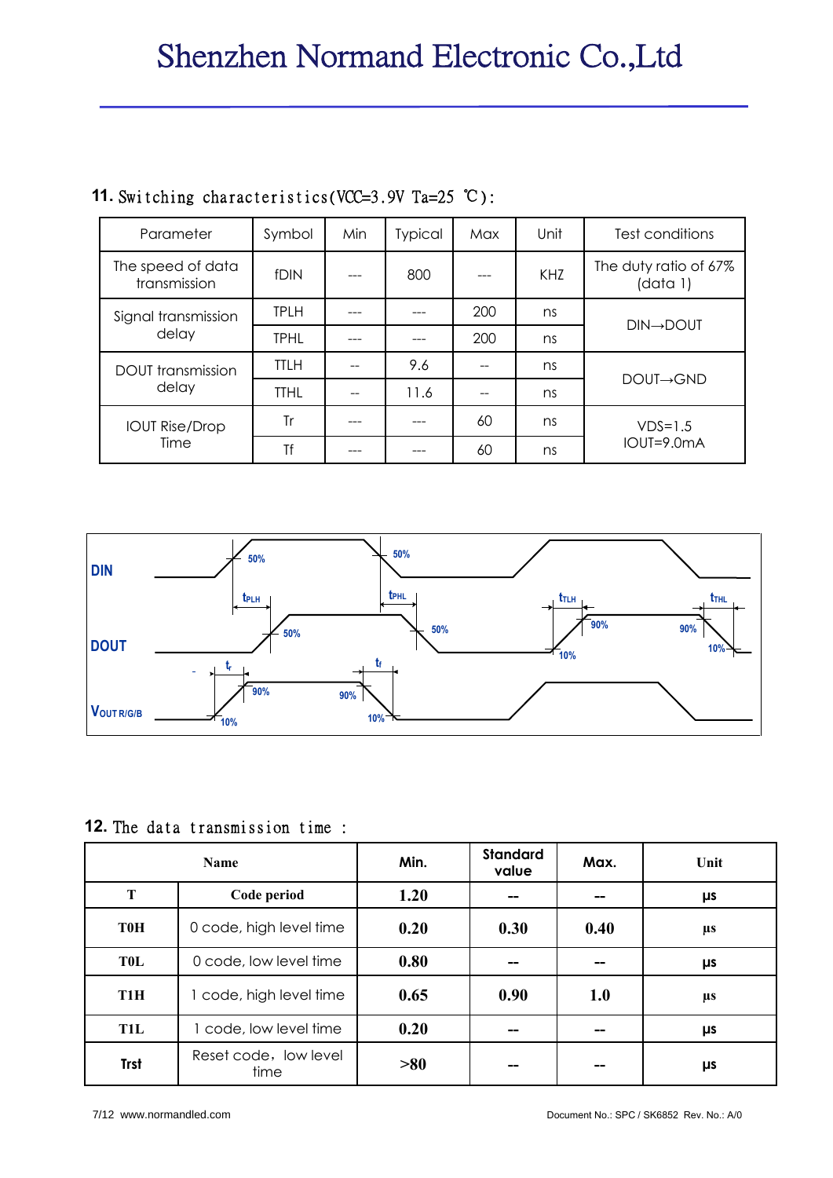## 11. Switching characteristics(VCC=3.9V Ta=25 ℃):

| Parameter | Symbol | Min | Typical | Max | Unit | Test conditions |
|---|---|---|---|---|---|---|
| The speed of data transmission | fDIN | --- | 800 | --- | KHZ | The duty ratio of 67% (data 1) |
| Signal transmission delay | TPLH | --- | --- | 200 | ns | DIN→DOUT |
| | TPHL | --- | --- | 200 | ns | |
| DOUT transmission delay | TTLH | -- | 9.6 | -- | ns | DOUT→GND |
| | TTHL | -- | 11.6 | -- | ns | |
| IOUT Rise/Drop Time | Tr | --- | --- | 60 | ns | VDS=1.5 IOUT=9.0mA |
| | Tf | --- | --- | 60 | ns | |

DIN

DOUT

VOUT R/G/B

50% 50% tPLH tPHL tTLH tTHL 50% 50% 90% 90% 10% 10% tr tf 90% 90% 10% 10%

## 12. The data transmission time :

| Name | | Min. | Standard value | Max. | Unit |
|---|---|---|---|---|---|
| T | Code period | 1.20 | -- | -- | μs |
| T0H | 0 code, high level time | 0.20 | 0.30 | 0.40 | μs |
| T0L | 0 code, low level time | 0.80 | -- | -- | μs |
| T1H | 1 code, high level time | 0.65 | 0.90 | 1.0 | μs |
| T1L | 1 code, low level time | 0.20 | -- | -- | μs |
| Trst | Reset code，low level time | >80 | -- | -- | μs |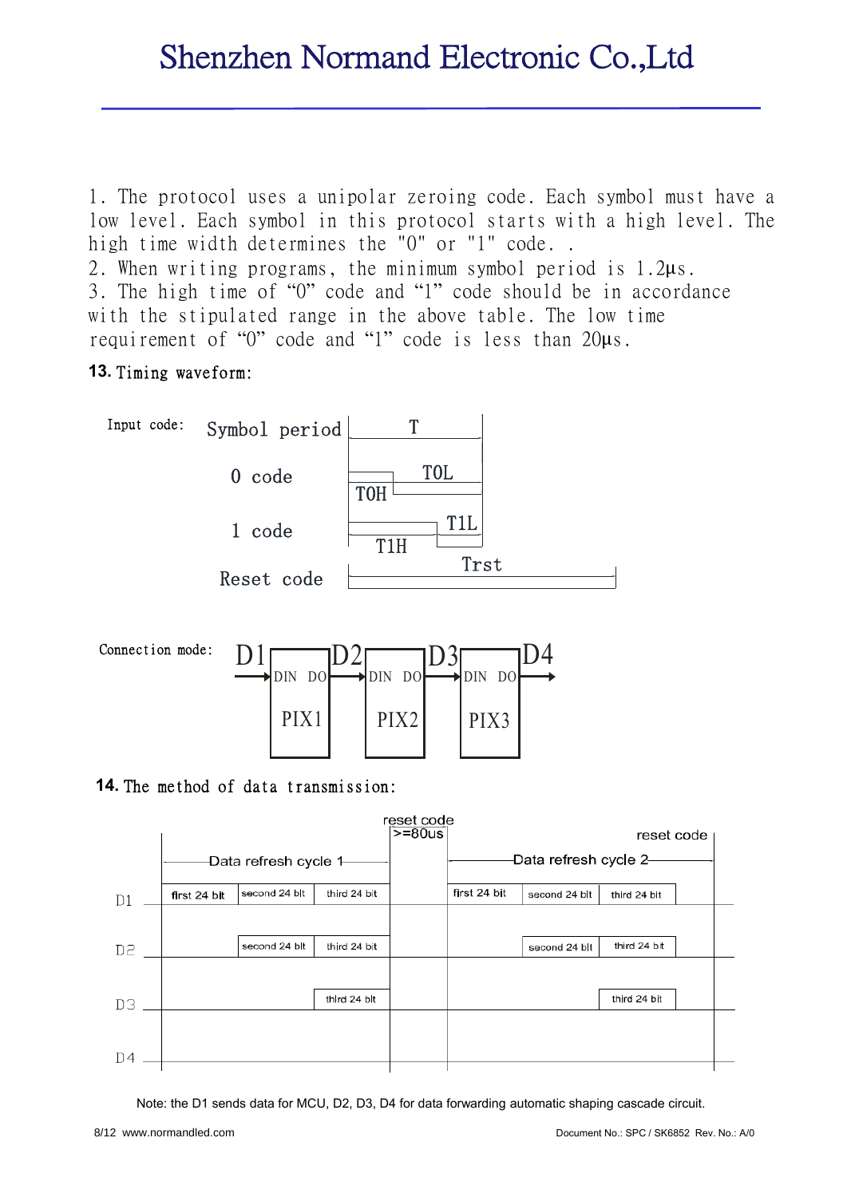1. The protocol uses a unipolar zeroing code. Each symbol must have a low level. Each symbol in this protocol starts with a high level. The high time width determines the "0" or "1" code. .
2. When writing programs, the minimum symbol period is 1.2μs.
3. The high time of “0” code and “1” code should be in accordance with the stipulated range in the above table. The low time requirement of “0” code and “1” code is less than 20μs.

**13.** Timing waveform:

Input code:

Symbol period — T

0 code — T0H, T0L

1 code — T1H, T1L

Reset code — Trst

Connection mode:

D1 → DIN PIX1 DO → D2 → DIN PIX2 DO → D3 → DIN PIX3 DO → D4

**14.** The method of data transmission:

| | Data refresh cycle 1 | | | reset code >=80us | Data refresh cycle 2 | | | reset code |
|---|---|---|---|---|---|---|---|---|
| D1 | first 24 bit | second 24 bit | third 24 bit | | first 24 bit | second 24 bit | third 24 bit | |
| D2 | | second 24 bit | third 24 bit | | | second 24 bit | third 24 bit | |
| D3 | | | third 24 bit | | | | third 24 bit | |
| D4 | | | | | | | | |

Note: the D1 sends data for MCU, D2, D3, D4 for data forwarding automatic shaping cascade circuit.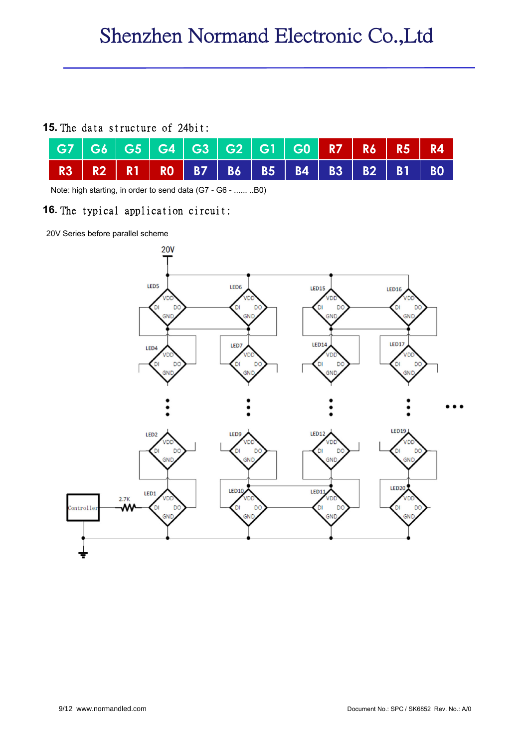**15.** The data structure of 24bit:

| G7 | G6 | G5 | G4 | G3 | G2 | G1 | G0 | R7 | R6 | R5 | R4 |
|---|---|---|---|---|---|---|---|---|---|---|---|
| R3 | R2 | R1 | R0 | B7 | B6 | B5 | B4 | B3 | B2 | B1 | B0 |

Note: high starting, in order to send data (G7 - G6 - ...... ..B0)

**16.** The typical application circuit:

20V Series before parallel scheme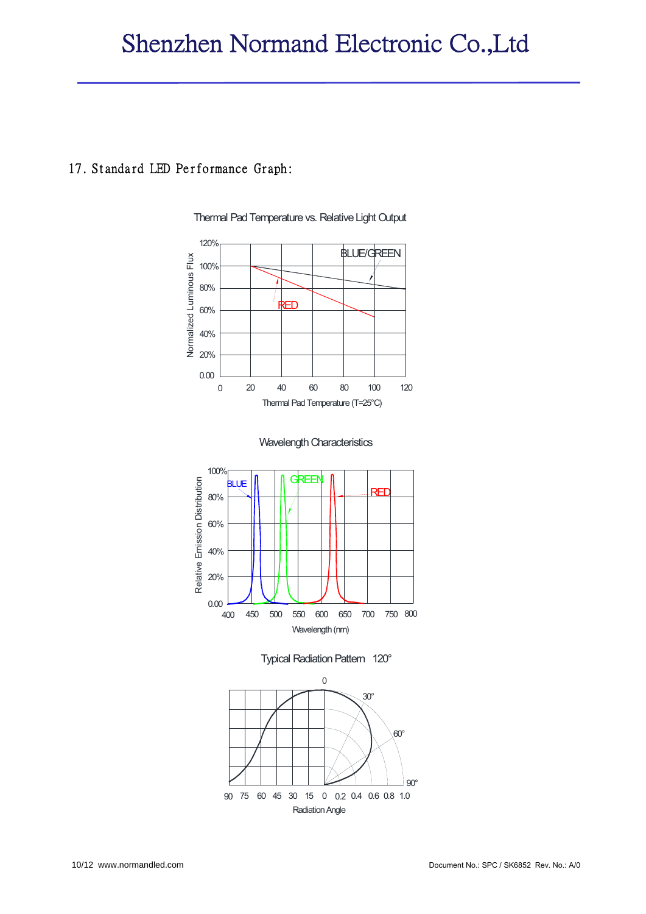## 17. Standard LED Performance Graph:

Thermal Pad Temperature vs. Relative Light Output

Wavelength Characteristics

Typical Radiation Pattern 120°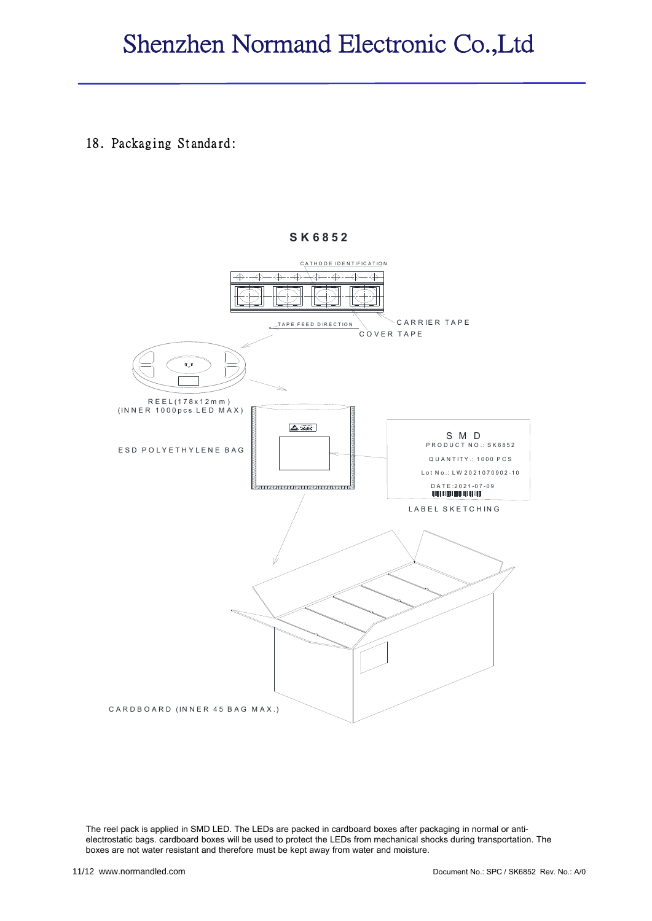## 18. Packaging Standard:

**SK6852**

CATHODE IDENTIFICATION

TAPE FEED DIRECTION

CARRIER TAPE

COVER TAPE

REEL(178x12mm)
(INNER 1000pcs LED MAX)

ESD POLYETHYLENE BAG

SMD
PRODUCT NO.: SK6852
QUANTITY.: 1000 PCS
Lot No.: LW2021070902-10
DATE:2021-07-09

LABEL SKETCHING

CARDBOARD (INNER 45 BAG MAX.)

The reel pack is applied in SMD LED. The LEDs are packed in cardboard boxes after packaging in normal or anti-electrostatic bags. cardboard boxes will be used to protect the LEDs from mechanical shocks during transportation. The boxes are not water resistant and therefore must be kept away from water and moisture.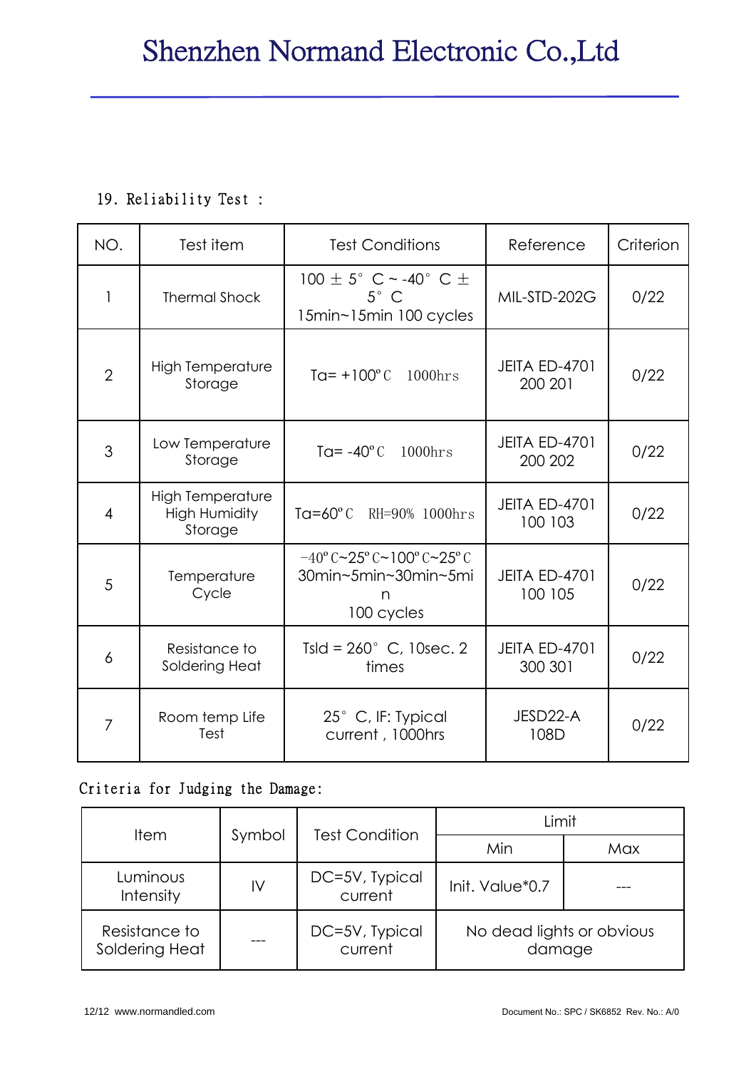## 19. Reliability Test :

| NO. | Test item | Test Conditions | Reference | Criterion |
|---|---|---|---|---|
| 1 | Thermal Shock | 100 ± 5° C ~ -40° C ± 5° C 15min~15min 100 cycles | MIL-STD-202G | 0/22 |
| 2 | High Temperature Storage | Ta= +100°C 1000hrs | JEITA ED-4701 200 201 | 0/22 |
| 3 | Low Temperature Storage | Ta= -40°C 1000hrs | JEITA ED-4701 200 202 | 0/22 |
| 4 | High Temperature High Humidity Storage | Ta=60°C RH=90% 1000hrs | JEITA ED-4701 100 103 | 0/22 |
| 5 | Temperature Cycle | -40°C~25°C~100°C~25°C 30min~5min~30min~5min 100 cycles | JEITA ED-4701 100 105 | 0/22 |
| 6 | Resistance to Soldering Heat | Tsld = 260° C, 10sec. 2 times | JEITA ED-4701 300 301 | 0/22 |
| 7 | Room temp Life Test | 25° C, IF: Typical current , 1000hrs | JESD22-A 108D | 0/22 |

Criteria for Judging the Damage:

| Item | Symbol | Test Condition | Limit | |
|---|---|---|---|---|
| | | | Min | Max |
| Luminous Intensity | IV | DC=5V, Typical current | Init. Value*0.7 | --- |
| Resistance to Soldering Heat | --- | DC=5V, Typical current | No dead lights or obvious damage | |